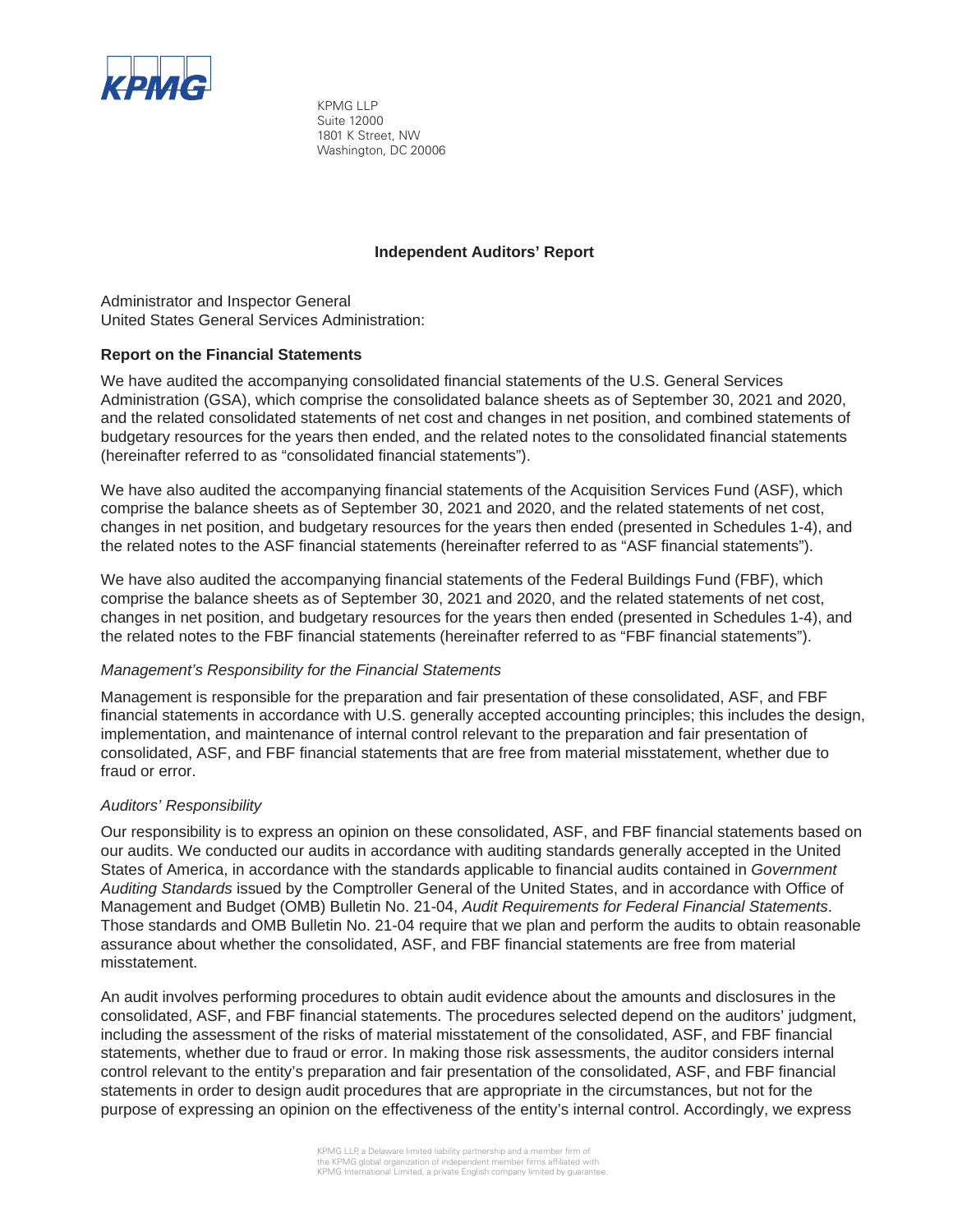KPMG LLP
Suite 12000
1801 K Street, NW
Washington, DC 20006

## Independent Auditors' Report

Administrator and Inspector General
United States General Services Administration:

### Report on the Financial Statements

We have audited the accompanying consolidated financial statements of the U.S. General Services Administration (GSA), which comprise the consolidated balance sheets as of September 30, 2021 and 2020, and the related consolidated statements of net cost and changes in net position, and combined statements of budgetary resources for the years then ended, and the related notes to the consolidated financial statements (hereinafter referred to as "consolidated financial statements").

We have also audited the accompanying financial statements of the Acquisition Services Fund (ASF), which comprise the balance sheets as of September 30, 2021 and 2020, and the related statements of net cost, changes in net position, and budgetary resources for the years then ended (presented in Schedules 1-4), and the related notes to the ASF financial statements (hereinafter referred to as "ASF financial statements").

We have also audited the accompanying financial statements of the Federal Buildings Fund (FBF), which comprise the balance sheets as of September 30, 2021 and 2020, and the related statements of net cost, changes in net position, and budgetary resources for the years then ended (presented in Schedules 1-4), and the related notes to the FBF financial statements (hereinafter referred to as "FBF financial statements").

*Management's Responsibility for the Financial Statements*

Management is responsible for the preparation and fair presentation of these consolidated, ASF, and FBF financial statements in accordance with U.S. generally accepted accounting principles; this includes the design, implementation, and maintenance of internal control relevant to the preparation and fair presentation of consolidated, ASF, and FBF financial statements that are free from material misstatement, whether due to fraud or error.

*Auditors' Responsibility*

Our responsibility is to express an opinion on these consolidated, ASF, and FBF financial statements based on our audits. We conducted our audits in accordance with auditing standards generally accepted in the United States of America, in accordance with the standards applicable to financial audits contained in *Government Auditing Standards* issued by the Comptroller General of the United States, and in accordance with Office of Management and Budget (OMB) Bulletin No. 21-04, *Audit Requirements for Federal Financial Statements*. Those standards and OMB Bulletin No. 21-04 require that we plan and perform the audits to obtain reasonable assurance about whether the consolidated, ASF, and FBF financial statements are free from material misstatement.

An audit involves performing procedures to obtain audit evidence about the amounts and disclosures in the consolidated, ASF, and FBF financial statements. The procedures selected depend on the auditors' judgment, including the assessment of the risks of material misstatement of the consolidated, ASF, and FBF financial statements, whether due to fraud or error. In making those risk assessments, the auditor considers internal control relevant to the entity's preparation and fair presentation of the consolidated, ASF, and FBF financial statements in order to design audit procedures that are appropriate in the circumstances, but not for the purpose of expressing an opinion on the effectiveness of the entity's internal control. Accordingly, we express

KPMG LLP, a Delaware limited liability partnership and a member firm of the KPMG global organization of independent member firms affiliated with KPMG International Limited, a private English company limited by guarantee.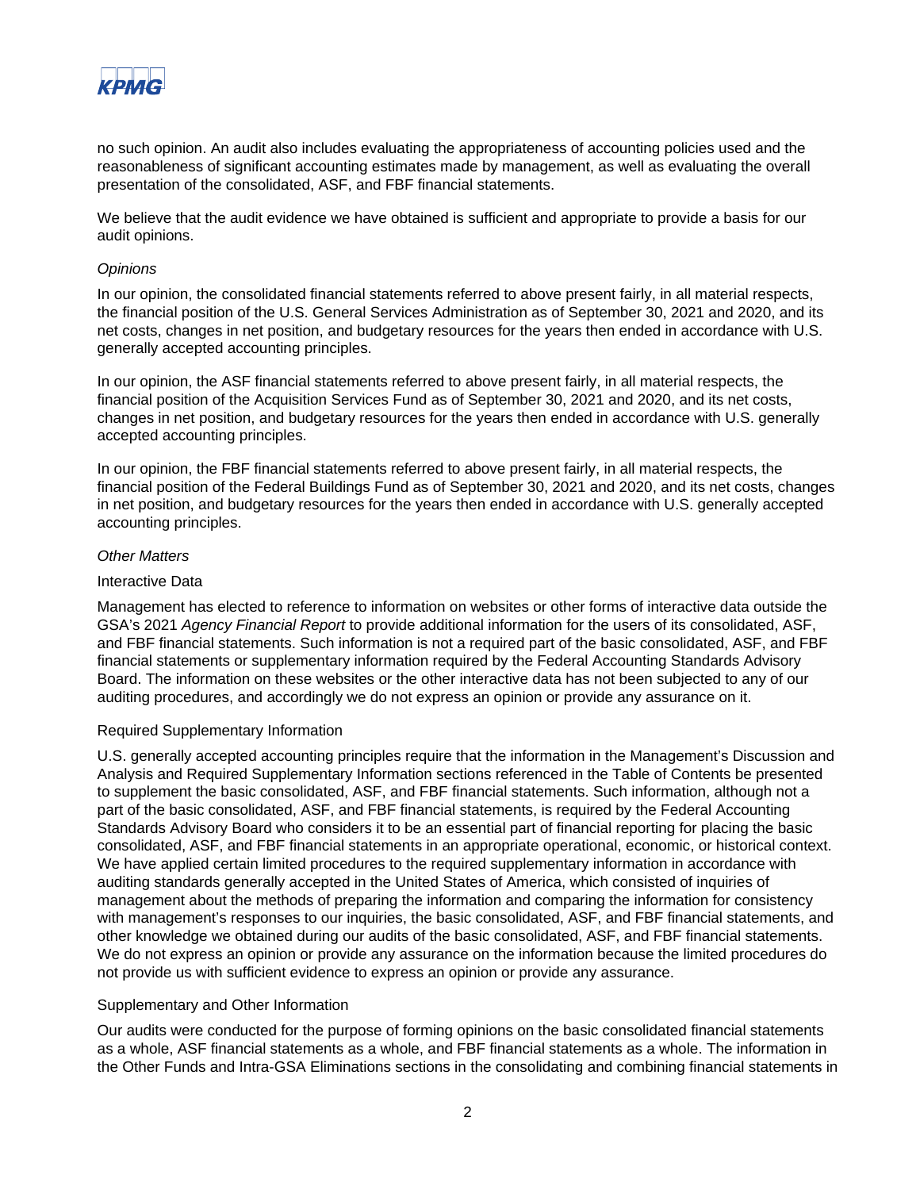no such opinion. An audit also includes evaluating the appropriateness of accounting policies used and the reasonableness of significant accounting estimates made by management, as well as evaluating the overall presentation of the consolidated, ASF, and FBF financial statements.

We believe that the audit evidence we have obtained is sufficient and appropriate to provide a basis for our audit opinions.

*Opinions*

In our opinion, the consolidated financial statements referred to above present fairly, in all material respects, the financial position of the U.S. General Services Administration as of September 30, 2021 and 2020, and its net costs, changes in net position, and budgetary resources for the years then ended in accordance with U.S. generally accepted accounting principles.

In our opinion, the ASF financial statements referred to above present fairly, in all material respects, the financial position of the Acquisition Services Fund as of September 30, 2021 and 2020, and its net costs, changes in net position, and budgetary resources for the years then ended in accordance with U.S. generally accepted accounting principles.

In our opinion, the FBF financial statements referred to above present fairly, in all material respects, the financial position of the Federal Buildings Fund as of September 30, 2021 and 2020, and its net costs, changes in net position, and budgetary resources for the years then ended in accordance with U.S. generally accepted accounting principles.

*Other Matters*

Interactive Data

Management has elected to reference to information on websites or other forms of interactive data outside the GSA's 2021 *Agency Financial Report* to provide additional information for the users of its consolidated, ASF, and FBF financial statements. Such information is not a required part of the basic consolidated, ASF, and FBF financial statements or supplementary information required by the Federal Accounting Standards Advisory Board. The information on these websites or the other interactive data has not been subjected to any of our auditing procedures, and accordingly we do not express an opinion or provide any assurance on it.

Required Supplementary Information

U.S. generally accepted accounting principles require that the information in the Management's Discussion and Analysis and Required Supplementary Information sections referenced in the Table of Contents be presented to supplement the basic consolidated, ASF, and FBF financial statements. Such information, although not a part of the basic consolidated, ASF, and FBF financial statements, is required by the Federal Accounting Standards Advisory Board who considers it to be an essential part of financial reporting for placing the basic consolidated, ASF, and FBF financial statements in an appropriate operational, economic, or historical context. We have applied certain limited procedures to the required supplementary information in accordance with auditing standards generally accepted in the United States of America, which consisted of inquiries of management about the methods of preparing the information and comparing the information for consistency with management's responses to our inquiries, the basic consolidated, ASF, and FBF financial statements, and other knowledge we obtained during our audits of the basic consolidated, ASF, and FBF financial statements. We do not express an opinion or provide any assurance on the information because the limited procedures do not provide us with sufficient evidence to express an opinion or provide any assurance.

Supplementary and Other Information

Our audits were conducted for the purpose of forming opinions on the basic consolidated financial statements as a whole, ASF financial statements as a whole, and FBF financial statements as a whole. The information in the Other Funds and Intra-GSA Eliminations sections in the consolidating and combining financial statements in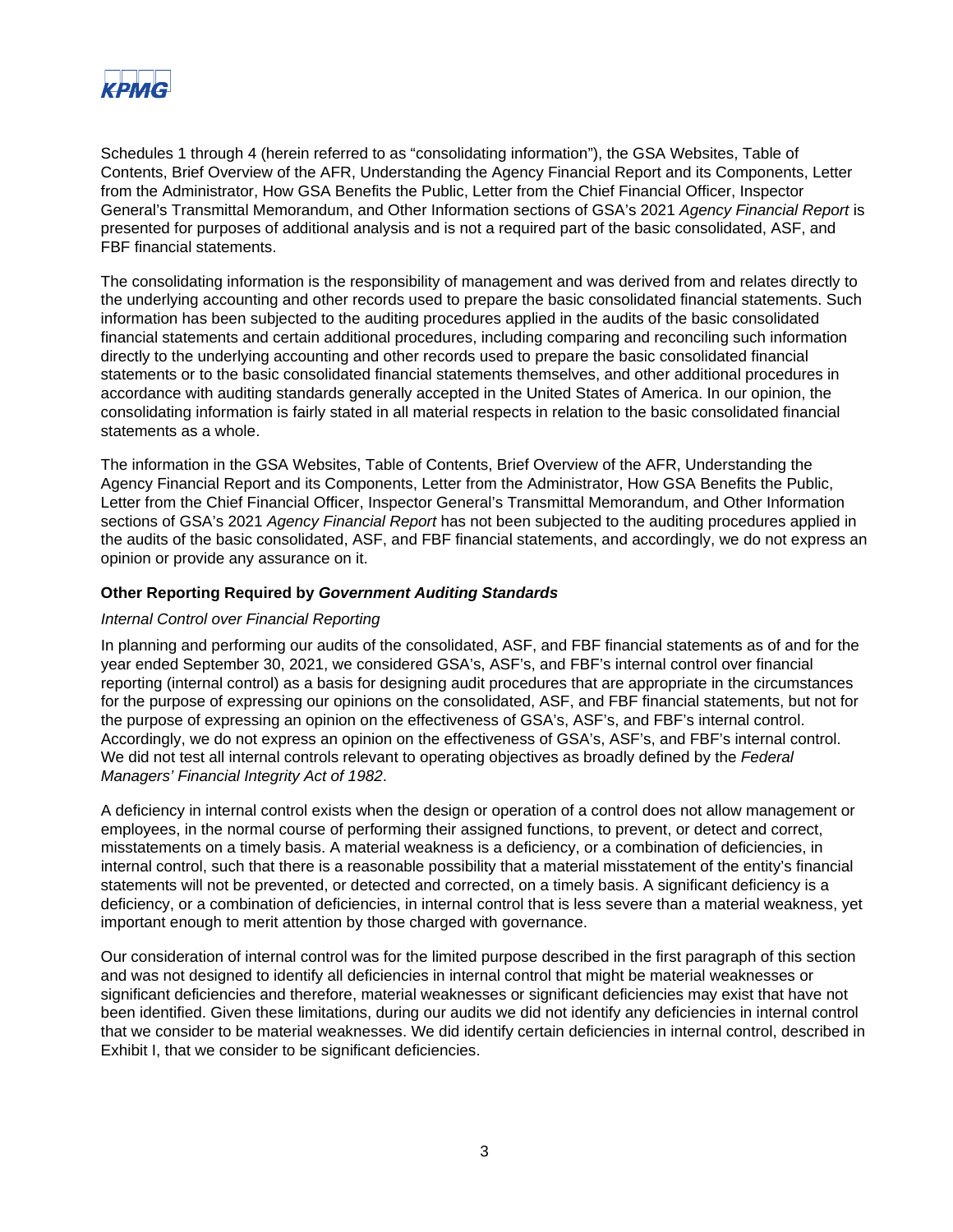Schedules 1 through 4 (herein referred to as "consolidating information"), the GSA Websites, Table of Contents, Brief Overview of the AFR, Understanding the Agency Financial Report and its Components, Letter from the Administrator, How GSA Benefits the Public, Letter from the Chief Financial Officer, Inspector General's Transmittal Memorandum, and Other Information sections of GSA's 2021 *Agency Financial Report* is presented for purposes of additional analysis and is not a required part of the basic consolidated, ASF, and FBF financial statements.

The consolidating information is the responsibility of management and was derived from and relates directly to the underlying accounting and other records used to prepare the basic consolidated financial statements. Such information has been subjected to the auditing procedures applied in the audits of the basic consolidated financial statements and certain additional procedures, including comparing and reconciling such information directly to the underlying accounting and other records used to prepare the basic consolidated financial statements or to the basic consolidated financial statements themselves, and other additional procedures in accordance with auditing standards generally accepted in the United States of America. In our opinion, the consolidating information is fairly stated in all material respects in relation to the basic consolidated financial statements as a whole.

The information in the GSA Websites, Table of Contents, Brief Overview of the AFR, Understanding the Agency Financial Report and its Components, Letter from the Administrator, How GSA Benefits the Public, Letter from the Chief Financial Officer, Inspector General's Transmittal Memorandum, and Other Information sections of GSA's 2021 *Agency Financial Report* has not been subjected to the auditing procedures applied in the audits of the basic consolidated, ASF, and FBF financial statements, and accordingly, we do not express an opinion or provide any assurance on it.

### Other Reporting Required by *Government Auditing Standards*

*Internal Control over Financial Reporting*

In planning and performing our audits of the consolidated, ASF, and FBF financial statements as of and for the year ended September 30, 2021, we considered GSA's, ASF's, and FBF's internal control over financial reporting (internal control) as a basis for designing audit procedures that are appropriate in the circumstances for the purpose of expressing our opinions on the consolidated, ASF, and FBF financial statements, but not for the purpose of expressing an opinion on the effectiveness of GSA's, ASF's, and FBF's internal control. Accordingly, we do not express an opinion on the effectiveness of GSA's, ASF's, and FBF's internal control. We did not test all internal controls relevant to operating objectives as broadly defined by the *Federal Managers' Financial Integrity Act of 1982*.

A deficiency in internal control exists when the design or operation of a control does not allow management or employees, in the normal course of performing their assigned functions, to prevent, or detect and correct, misstatements on a timely basis. A material weakness is a deficiency, or a combination of deficiencies, in internal control, such that there is a reasonable possibility that a material misstatement of the entity's financial statements will not be prevented, or detected and corrected, on a timely basis. A significant deficiency is a deficiency, or a combination of deficiencies, in internal control that is less severe than a material weakness, yet important enough to merit attention by those charged with governance.

Our consideration of internal control was for the limited purpose described in the first paragraph of this section and was not designed to identify all deficiencies in internal control that might be material weaknesses or significant deficiencies and therefore, material weaknesses or significant deficiencies may exist that have not been identified. Given these limitations, during our audits we did not identify any deficiencies in internal control that we consider to be material weaknesses. We did identify certain deficiencies in internal control, described in Exhibit I, that we consider to be significant deficiencies.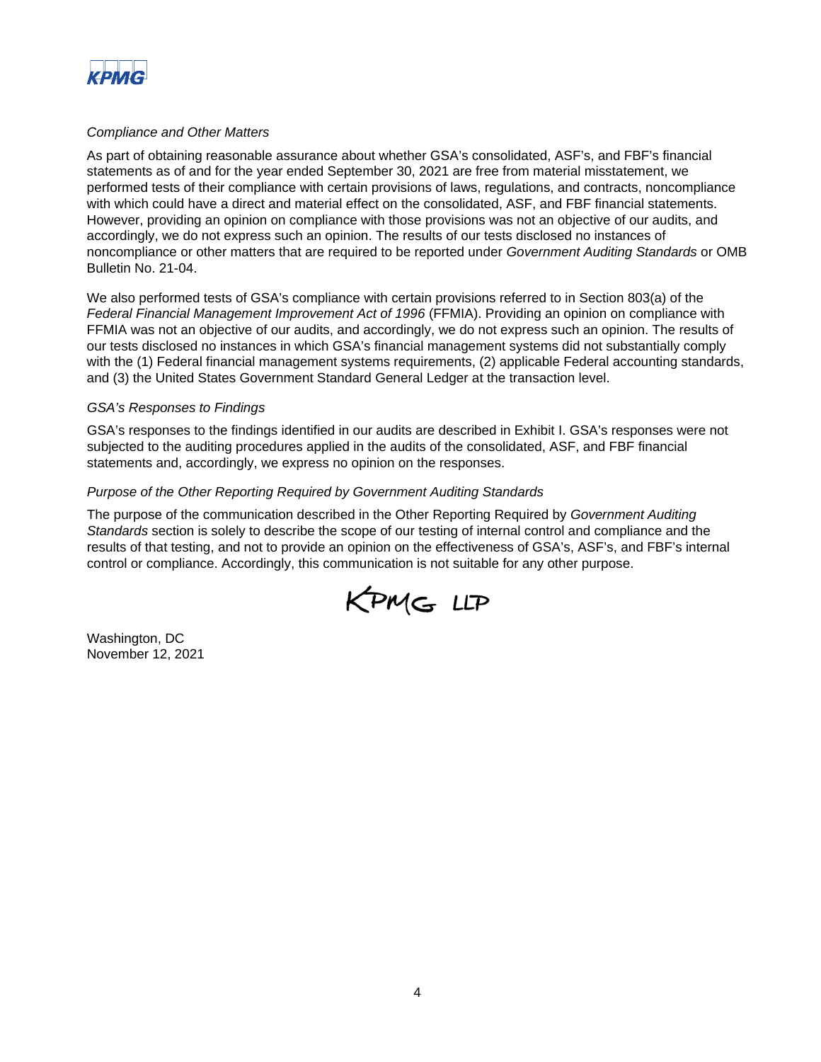*Compliance and Other Matters*

As part of obtaining reasonable assurance about whether GSA's consolidated, ASF's, and FBF's financial statements as of and for the year ended September 30, 2021 are free from material misstatement, we performed tests of their compliance with certain provisions of laws, regulations, and contracts, noncompliance with which could have a direct and material effect on the consolidated, ASF, and FBF financial statements. However, providing an opinion on compliance with those provisions was not an objective of our audits, and accordingly, we do not express such an opinion. The results of our tests disclosed no instances of noncompliance or other matters that are required to be reported under *Government Auditing Standards* or OMB Bulletin No. 21-04.

We also performed tests of GSA's compliance with certain provisions referred to in Section 803(a) of the *Federal Financial Management Improvement Act of 1996* (FFMIA). Providing an opinion on compliance with FFMIA was not an objective of our audits, and accordingly, we do not express such an opinion. The results of our tests disclosed no instances in which GSA's financial management systems did not substantially comply with the (1) Federal financial management systems requirements, (2) applicable Federal accounting standards, and (3) the United States Government Standard General Ledger at the transaction level.

*GSA's Responses to Findings*

GSA's responses to the findings identified in our audits are described in Exhibit I. GSA's responses were not subjected to the auditing procedures applied in the audits of the consolidated, ASF, and FBF financial statements and, accordingly, we express no opinion on the responses.

*Purpose of the Other Reporting Required by Government Auditing Standards*

The purpose of the communication described in the Other Reporting Required by *Government Auditing Standards* section is solely to describe the scope of our testing of internal control and compliance and the results of that testing, and not to provide an opinion on the effectiveness of GSA's, ASF's, and FBF's internal control or compliance. Accordingly, this communication is not suitable for any other purpose.

KPMG LLP

Washington, DC
November 12, 2021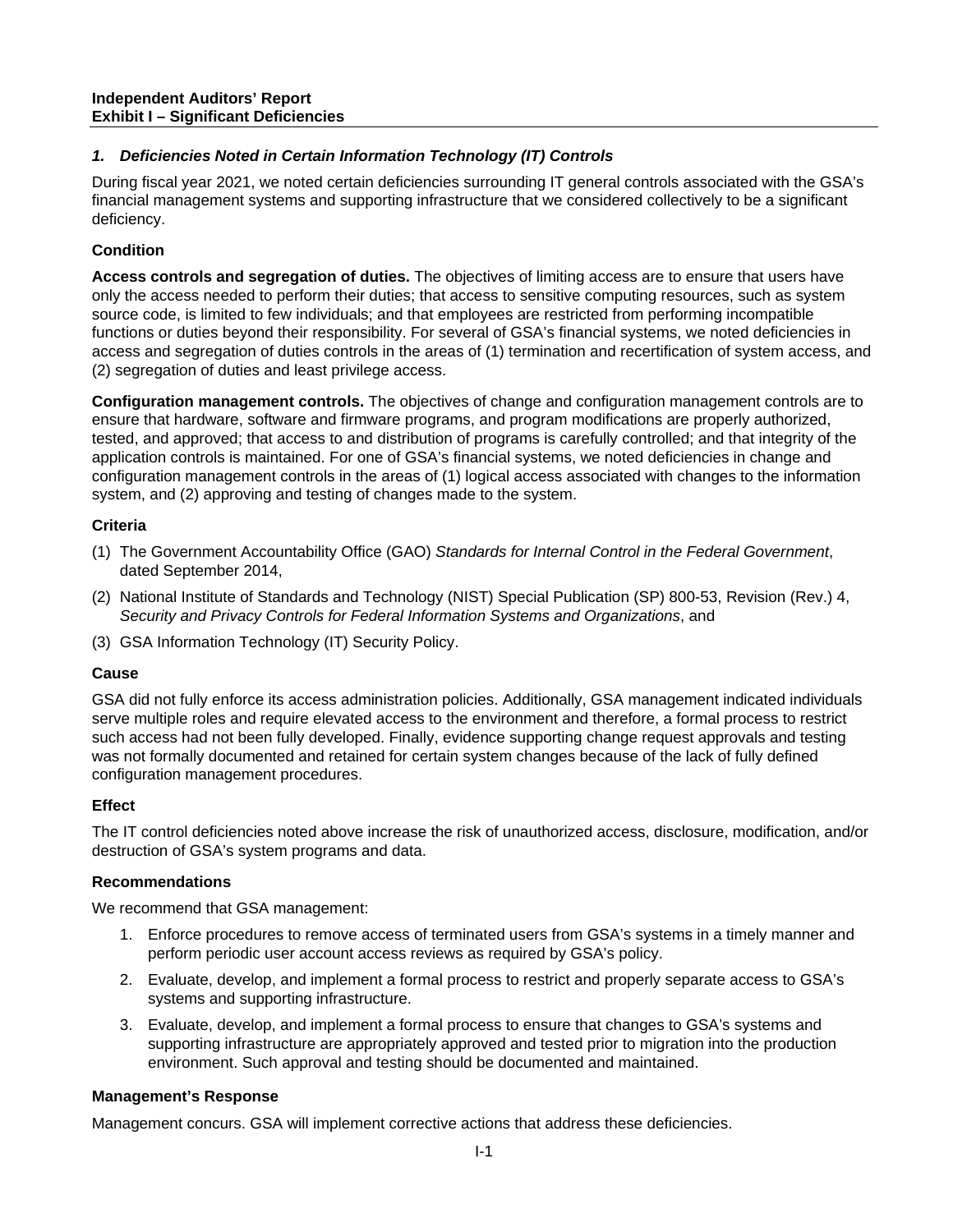**Independent Auditors' Report**
**Exhibit I – Significant Deficiencies**

### *1. Deficiencies Noted in Certain Information Technology (IT) Controls*

During fiscal year 2021, we noted certain deficiencies surrounding IT general controls associated with the GSA's financial management systems and supporting infrastructure that we considered collectively to be a significant deficiency.

#### Condition

**Access controls and segregation of duties.** The objectives of limiting access are to ensure that users have only the access needed to perform their duties; that access to sensitive computing resources, such as system source code, is limited to few individuals; and that employees are restricted from performing incompatible functions or duties beyond their responsibility. For several of GSA's financial systems, we noted deficiencies in access and segregation of duties controls in the areas of (1) termination and recertification of system access, and (2) segregation of duties and least privilege access.

**Configuration management controls.** The objectives of change and configuration management controls are to ensure that hardware, software and firmware programs, and program modifications are properly authorized, tested, and approved; that access to and distribution of programs is carefully controlled; and that integrity of the application controls is maintained. For one of GSA's financial systems, we noted deficiencies in change and configuration management controls in the areas of (1) logical access associated with changes to the information system, and (2) approving and testing of changes made to the system.

#### Criteria

(1) The Government Accountability Office (GAO) *Standards for Internal Control in the Federal Government*, dated September 2014,

(2) National Institute of Standards and Technology (NIST) Special Publication (SP) 800-53, Revision (Rev.) 4, *Security and Privacy Controls for Federal Information Systems and Organizations*, and

(3) GSA Information Technology (IT) Security Policy.

#### Cause

GSA did not fully enforce its access administration policies. Additionally, GSA management indicated individuals serve multiple roles and require elevated access to the environment and therefore, a formal process to restrict such access had not been fully developed. Finally, evidence supporting change request approvals and testing was not formally documented and retained for certain system changes because of the lack of fully defined configuration management procedures.

#### Effect

The IT control deficiencies noted above increase the risk of unauthorized access, disclosure, modification, and/or destruction of GSA's system programs and data.

#### Recommendations

We recommend that GSA management:

1. Enforce procedures to remove access of terminated users from GSA's systems in a timely manner and perform periodic user account access reviews as required by GSA's policy.
2. Evaluate, develop, and implement a formal process to restrict and properly separate access to GSA's systems and supporting infrastructure.
3. Evaluate, develop, and implement a formal process to ensure that changes to GSA's systems and supporting infrastructure are appropriately approved and tested prior to migration into the production environment. Such approval and testing should be documented and maintained.

#### Management's Response

Management concurs. GSA will implement corrective actions that address these deficiencies.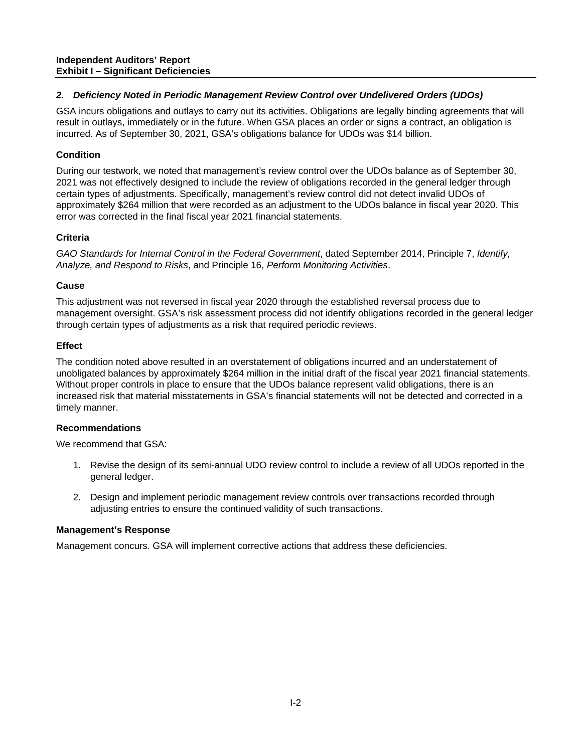### *2. Deficiency Noted in Periodic Management Review Control over Undelivered Orders (UDOs)*

GSA incurs obligations and outlays to carry out its activities. Obligations are legally binding agreements that will result in outlays, immediately or in the future. When GSA places an order or signs a contract, an obligation is incurred. As of September 30, 2021, GSA's obligations balance for UDOs was $14 billion.

#### Condition

During our testwork, we noted that management's review control over the UDOs balance as of September 30, 2021 was not effectively designed to include the review of obligations recorded in the general ledger through certain types of adjustments. Specifically, management's review control did not detect invalid UDOs of approximately $264 million that were recorded as an adjustment to the UDOs balance in fiscal year 2020. This error was corrected in the final fiscal year 2021 financial statements.

#### Criteria

*GAO Standards for Internal Control in the Federal Government*, dated September 2014, Principle 7, *Identify, Analyze, and Respond to Risks*, and Principle 16, *Perform Monitoring Activities*.

#### Cause

This adjustment was not reversed in fiscal year 2020 through the established reversal process due to management oversight. GSA's risk assessment process did not identify obligations recorded in the general ledger through certain types of adjustments as a risk that required periodic reviews.

#### Effect

The condition noted above resulted in an overstatement of obligations incurred and an understatement of unobligated balances by approximately $264 million in the initial draft of the fiscal year 2021 financial statements. Without proper controls in place to ensure that the UDOs balance represent valid obligations, there is an increased risk that material misstatements in GSA's financial statements will not be detected and corrected in a timely manner.

#### Recommendations

We recommend that GSA:

1. Revise the design of its semi-annual UDO review control to include a review of all UDOs reported in the general ledger.
2. Design and implement periodic management review controls over transactions recorded through adjusting entries to ensure the continued validity of such transactions.

#### Management's Response

Management concurs. GSA will implement corrective actions that address these deficiencies.